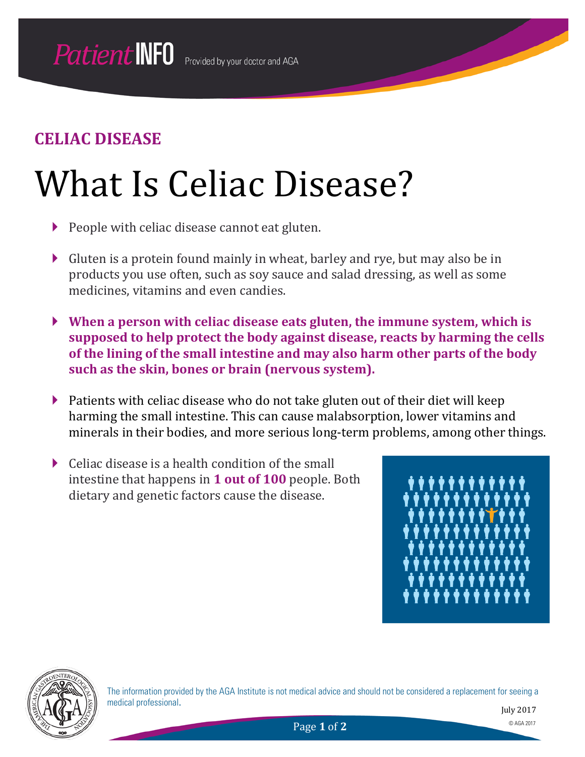# CELIAC DISEASE

# What Is Celiac Disease?

- People with celiac disease cannot eat gluten.
- Gluten is a protein found mainly in wheat, barley and rye, but may also be in products you use often, such as soy sauce and salad dressing, as well as some medicines, vitamins and even candies.
- **When a person with celiac disease eats gluten, the immune system, which is supposed to help protect the body against disease, reacts by harming the cells of the lining of the small intestine and may also harm other parts of the body such as the skin, bones or brain (nervous system).**
- Patients with celiac disease who do not take gluten out of their diet will keep harming the small intestine. This can cause malabsorption, lower vitamins and minerals in their bodies, and more serious long-term problems, among other things.
- Celiac disease is a health condition of the small intestine that happens in **1 out of 100** people. Both dietary and genetic factors cause the disease.

The information provided by the AGA Institute is not medical advice and should not be considered a replacement for seeing a medical professional.

July 2017

© AGA 2017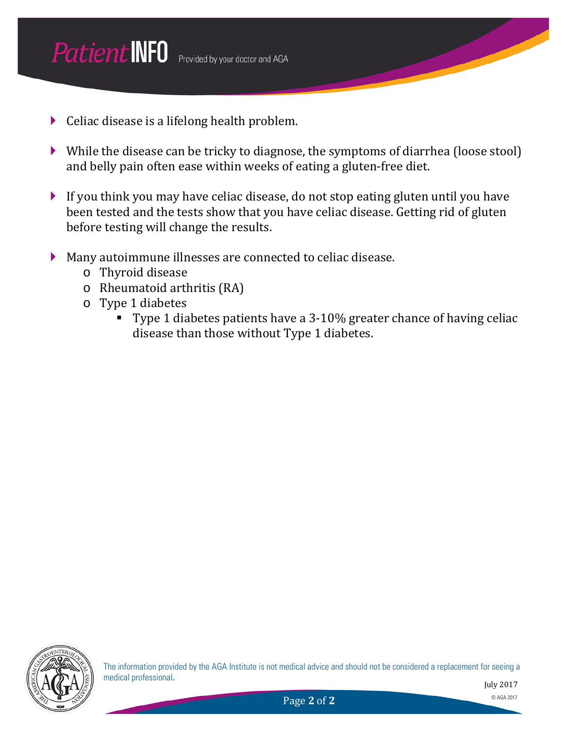- Celiac disease is a lifelong health problem.

- While the disease can be tricky to diagnose, the symptoms of diarrhea (loose stool) and belly pain often ease within weeks of eating a gluten-free diet.

- If you think you may have celiac disease, do not stop eating gluten until you have been tested and the tests show that you have celiac disease. Getting rid of gluten before testing will change the results.

- Many autoimmune illnesses are connected to celiac disease.
  - Thyroid disease
  - Rheumatoid arthritis (RA)
  - Type 1 diabetes
    - Type 1 diabetes patients have a 3-10% greater chance of having celiac disease than those without Type 1 diabetes.

The information provided by the AGA Institute is not medical advice and should not be considered a replacement for seeing a medical professional.

July 2017

© AGA 2017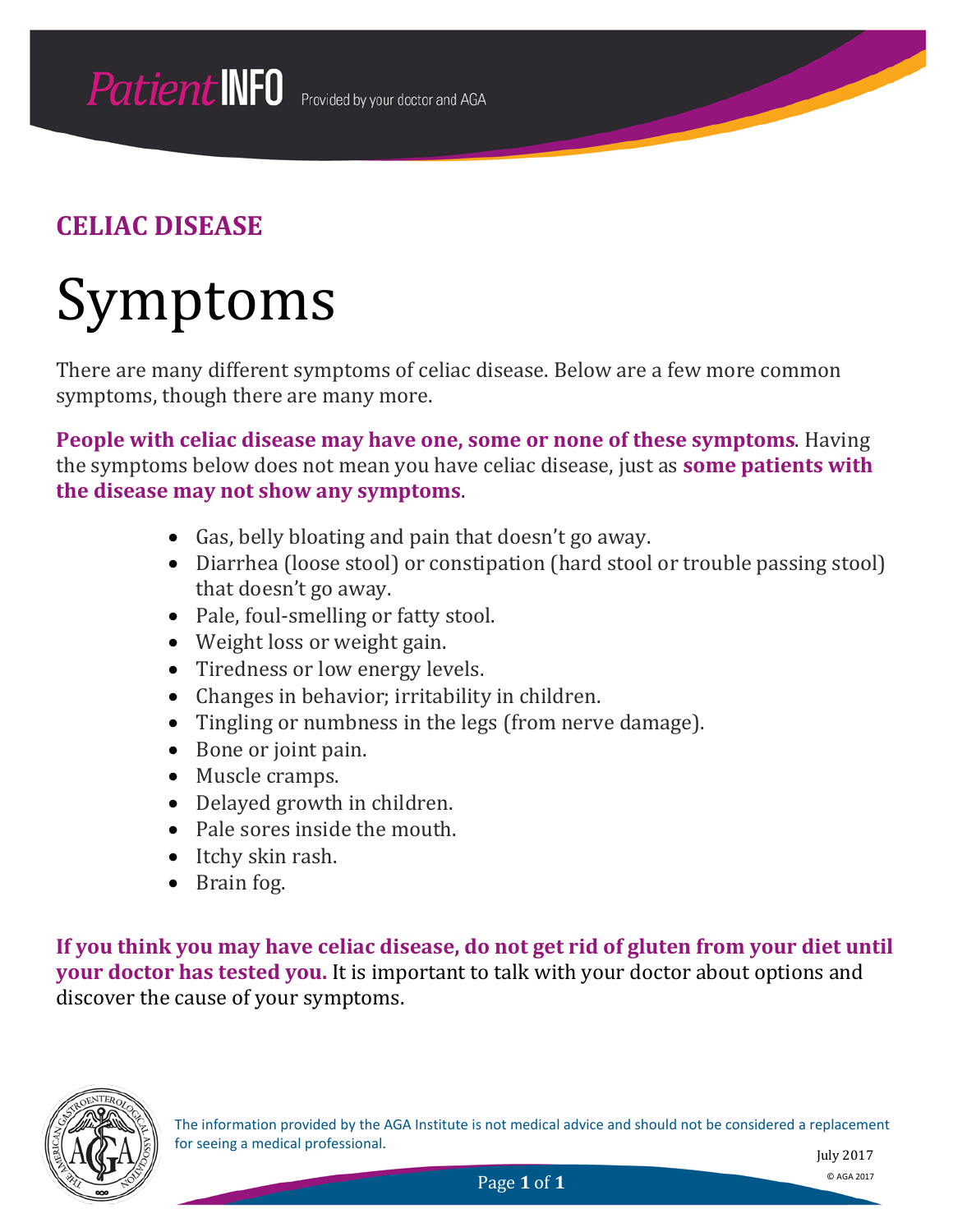## CELIAC DISEASE

# Symptoms

There are many different symptoms of celiac disease. Below are a few more common symptoms, though there are many more.

**People with celiac disease may have one, some or none of these symptoms**. Having the symptoms below does not mean you have celiac disease, just as **some patients with the disease may not show any symptoms**.

- Gas, belly bloating and pain that doesn't go away.
- Diarrhea (loose stool) or constipation (hard stool or trouble passing stool) that doesn't go away.
- Pale, foul-smelling or fatty stool.
- Weight loss or weight gain.
- Tiredness or low energy levels.
- Changes in behavior; irritability in children.
- Tingling or numbness in the legs (from nerve damage).
- Bone or joint pain.
- Muscle cramps.
- Delayed growth in children.
- Pale sores inside the mouth.
- Itchy skin rash.
- Brain fog.

**If you think you may have celiac disease, do not get rid of gluten from your diet until your doctor has tested you.** It is important to talk with your doctor about options and discover the cause of your symptoms.

The information provided by the AGA Institute is not medical advice and should not be considered a replacement for seeing a medical professional.

July 2017

© AGA 2017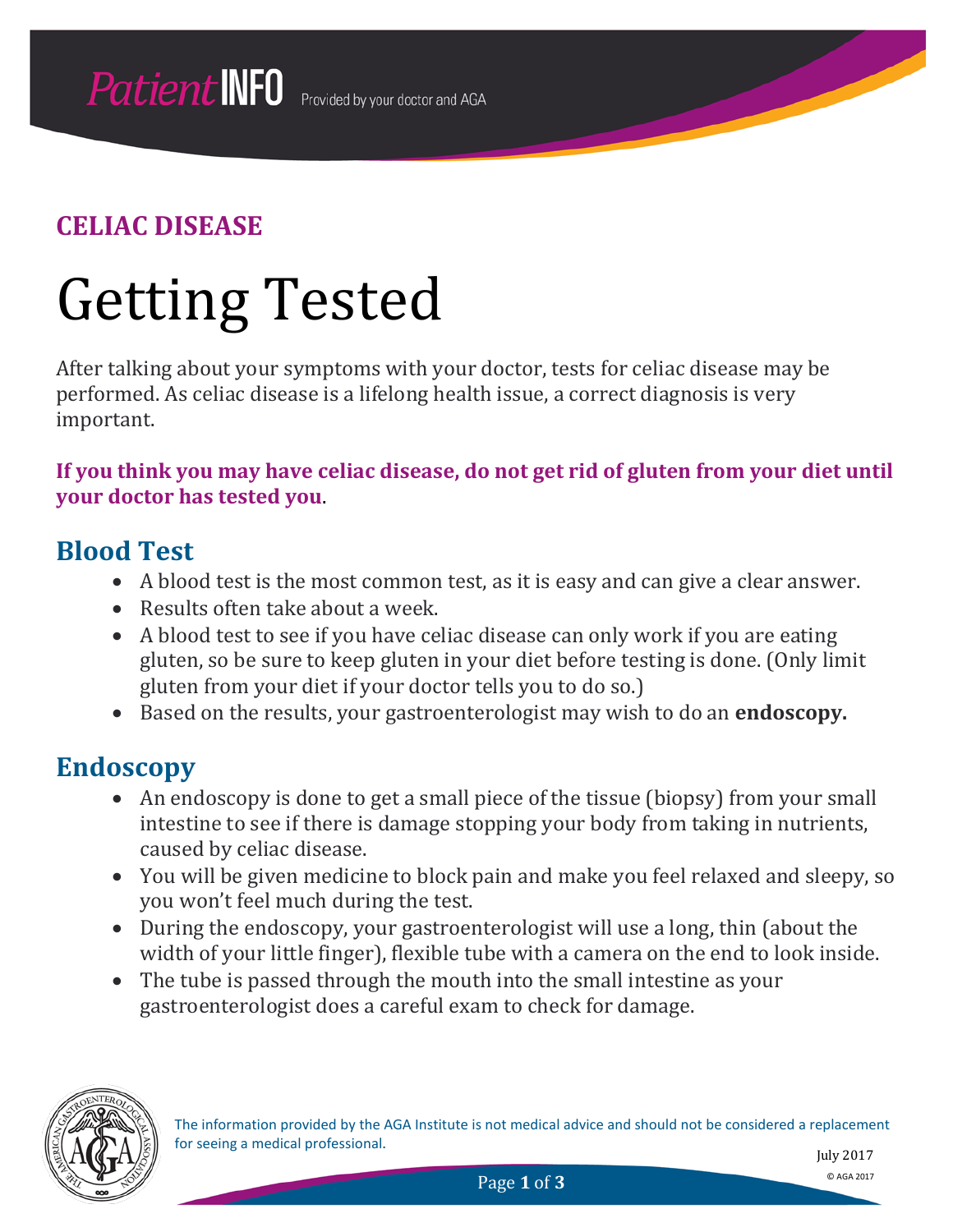## CELIAC DISEASE

# Getting Tested

After talking about your symptoms with your doctor, tests for celiac disease may be performed. As celiac disease is a lifelong health issue, a correct diagnosis is very important.

**If you think you may have celiac disease, do not get rid of gluten from your diet until your doctor has tested you**.

## Blood Test

- A blood test is the most common test, as it is easy and can give a clear answer.
- Results often take about a week.
- A blood test to see if you have celiac disease can only work if you are eating gluten, so be sure to keep gluten in your diet before testing is done. (Only limit gluten from your diet if your doctor tells you to do so.)
- Based on the results, your gastroenterologist may wish to do an **endoscopy.**

## Endoscopy

- An endoscopy is done to get a small piece of the tissue (biopsy) from your small intestine to see if there is damage stopping your body from taking in nutrients, caused by celiac disease.
- You will be given medicine to block pain and make you feel relaxed and sleepy, so you won't feel much during the test.
- During the endoscopy, your gastroenterologist will use a long, thin (about the width of your little finger), flexible tube with a camera on the end to look inside.
- The tube is passed through the mouth into the small intestine as your gastroenterologist does a careful exam to check for damage.

The information provided by the AGA Institute is not medical advice and should not be considered a replacement for seeing a medical professional.

July 2017

© AGA 2017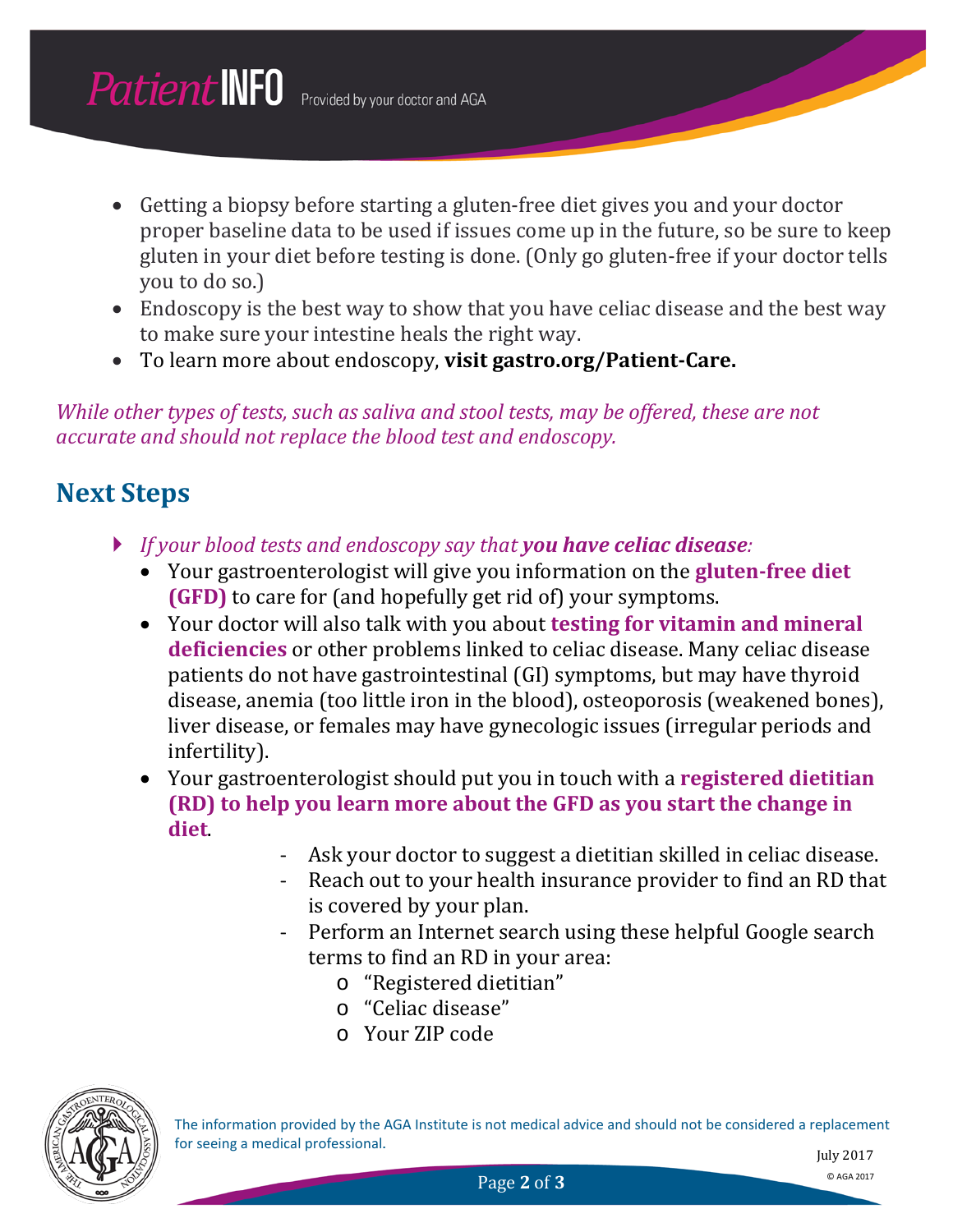- Getting a biopsy before starting a gluten-free diet gives you and your doctor proper baseline data to be used if issues come up in the future, so be sure to keep gluten in your diet before testing is done. (Only go gluten-free if your doctor tells you to do so.)
- Endoscopy is the best way to show that you have celiac disease and the best way to make sure your intestine heals the right way.
- To learn more about endoscopy, **visit gastro.org/Patient-Care.**

*While other types of tests, such as saliva and stool tests, may be offered, these are not accurate and should not replace the blood test and endoscopy.*

## Next Steps

- *If your blood tests and endoscopy say that **you have celiac disease**:*
  - Your gastroenterologist will give you information on the **gluten-free diet (GFD)** to care for (and hopefully get rid of) your symptoms.
  - Your doctor will also talk with you about **testing for vitamin and mineral deficiencies** or other problems linked to celiac disease. Many celiac disease patients do not have gastrointestinal (GI) symptoms, but may have thyroid disease, anemia (too little iron in the blood), osteoporosis (weakened bones), liver disease, or females may have gynecologic issues (irregular periods and infertility).
  - Your gastroenterologist should put you in touch with a **registered dietitian (RD) to help you learn more about the GFD as you start the change in diet**.
    - Ask your doctor to suggest a dietitian skilled in celiac disease.
    - Reach out to your health insurance provider to find an RD that is covered by your plan.
    - Perform an Internet search using these helpful Google search terms to find an RD in your area:
      - "Registered dietitian"
      - "Celiac disease"
      - Your ZIP code

The information provided by the AGA Institute is not medical advice and should not be considered a replacement for seeing a medical professional.

July 2017

© AGA 2017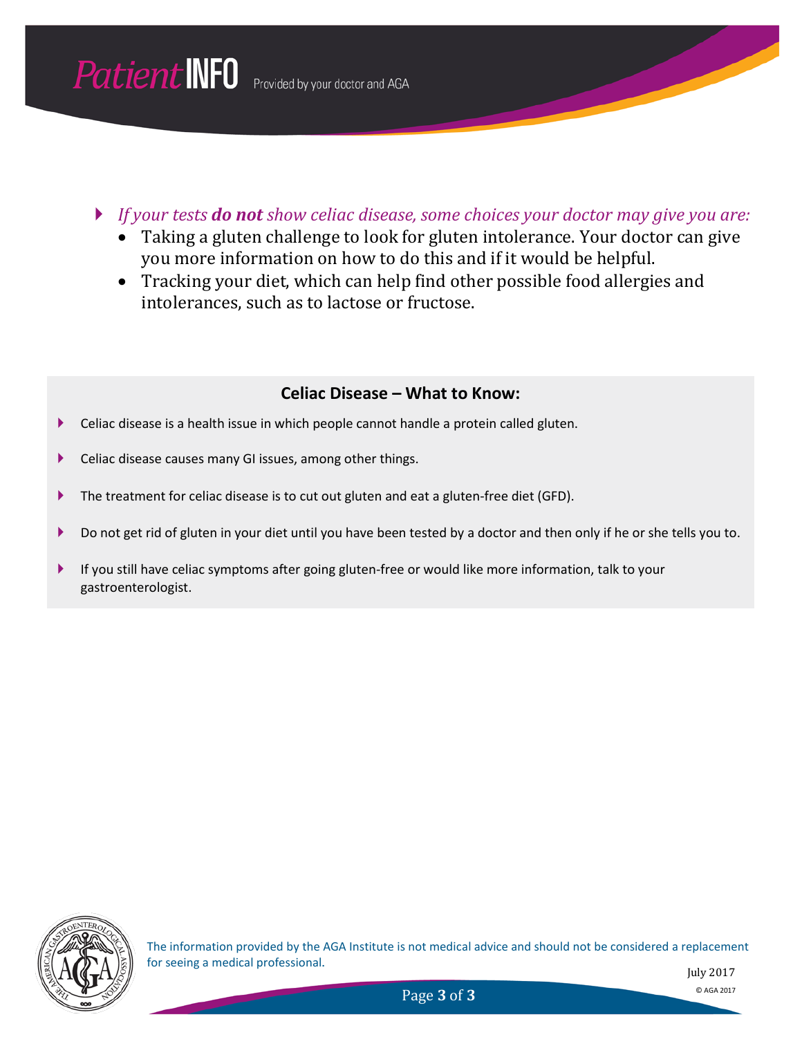- *If your tests* ***do not*** *show celiac disease, some choices your doctor may give you are:*
  - Taking a gluten challenge to look for gluten intolerance. Your doctor can give you more information on how to do this and if it would be helpful.
  - Tracking your diet, which can help find other possible food allergies and intolerances, such as to lactose or fructose.

### Celiac Disease – What to Know:

- Celiac disease is a health issue in which people cannot handle a protein called gluten.
- Celiac disease causes many GI issues, among other things.
- The treatment for celiac disease is to cut out gluten and eat a gluten-free diet (GFD).
- Do not get rid of gluten in your diet until you have been tested by a doctor and then only if he or she tells you to.
- If you still have celiac symptoms after going gluten-free or would like more information, talk to your gastroenterologist.

The information provided by the AGA Institute is not medical advice and should not be considered a replacement for seeing a medical professional.

July 2017

© AGA 2017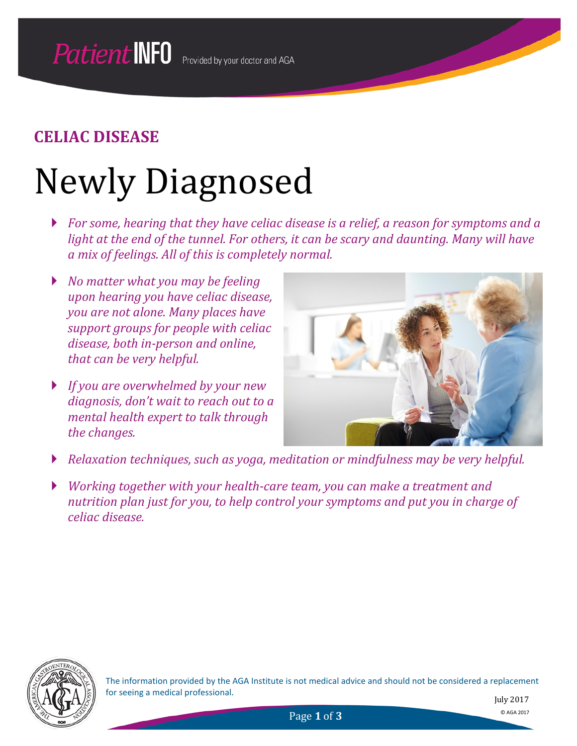# CELIAC DISEASE

# Newly Diagnosed

- *For some, hearing that they have celiac disease is a relief, a reason for symptoms and a light at the end of the tunnel. For others, it can be scary and daunting. Many will have a mix of feelings. All of this is completely normal.*
- *No matter what you may be feeling upon hearing you have celiac disease, you are not alone. Many places have support groups for people with celiac disease, both in-person and online, that can be very helpful.*
- *If you are overwhelmed by your new diagnosis, don't wait to reach out to a mental health expert to talk through the changes.*
- *Relaxation techniques, such as yoga, meditation or mindfulness may be very helpful.*
- *Working together with your health-care team, you can make a treatment and nutrition plan just for you, to help control your symptoms and put you in charge of celiac disease.*

The information provided by the AGA Institute is not medical advice and should not be considered a replacement for seeing a medical professional.

July 2017

© AGA 2017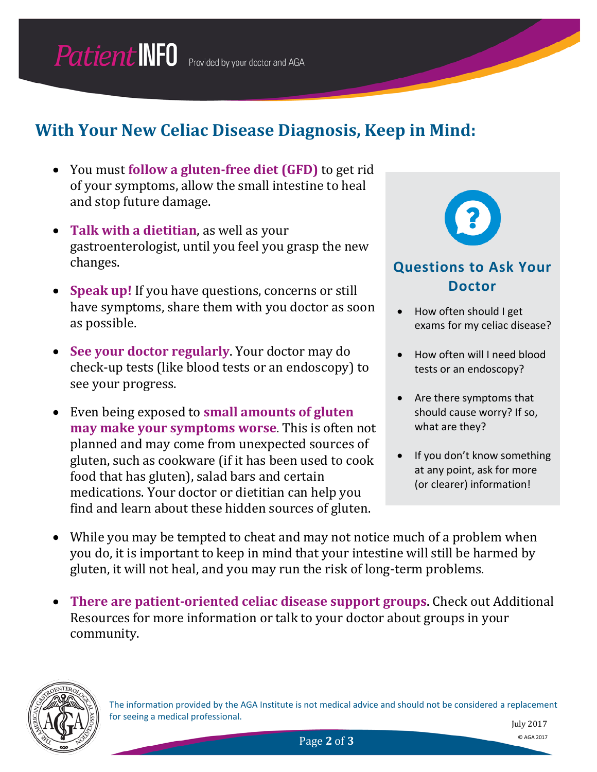## With Your New Celiac Disease Diagnosis, Keep in Mind:

- You must **follow a gluten-free diet (GFD)** to get rid of your symptoms, allow the small intestine to heal and stop future damage.
- **Talk with a dietitian**, as well as your gastroenterologist, until you feel you grasp the new changes.
- **Speak up!** If you have questions, concerns or still have symptoms, share them with you doctor as soon as possible.
- **See your doctor regularly**. Your doctor may do check-up tests (like blood tests or an endoscopy) to see your progress.
- Even being exposed to **small amounts of gluten may make your symptoms worse**. This is often not planned and may come from unexpected sources of gluten, such as cookware (if it has been used to cook food that has gluten), salad bars and certain medications. Your doctor or dietitian can help you find and learn about these hidden sources of gluten.
- While you may be tempted to cheat and may not notice much of a problem when you do, it is important to keep in mind that your intestine will still be harmed by gluten, it will not heal, and you may run the risk of long-term problems.
- **There are patient-oriented celiac disease support groups**. Check out Additional Resources for more information or talk to your doctor about groups in your community.

### Questions to Ask Your Doctor

- How often should I get exams for my celiac disease?
- How often will I need blood tests or an endoscopy?
- Are there symptoms that should cause worry? If so, what are they?
- If you don't know something at any point, ask for more (or clearer) information!

The information provided by the AGA Institute is not medical advice and should not be considered a replacement for seeing a medical professional.

July 2017

© AGA 2017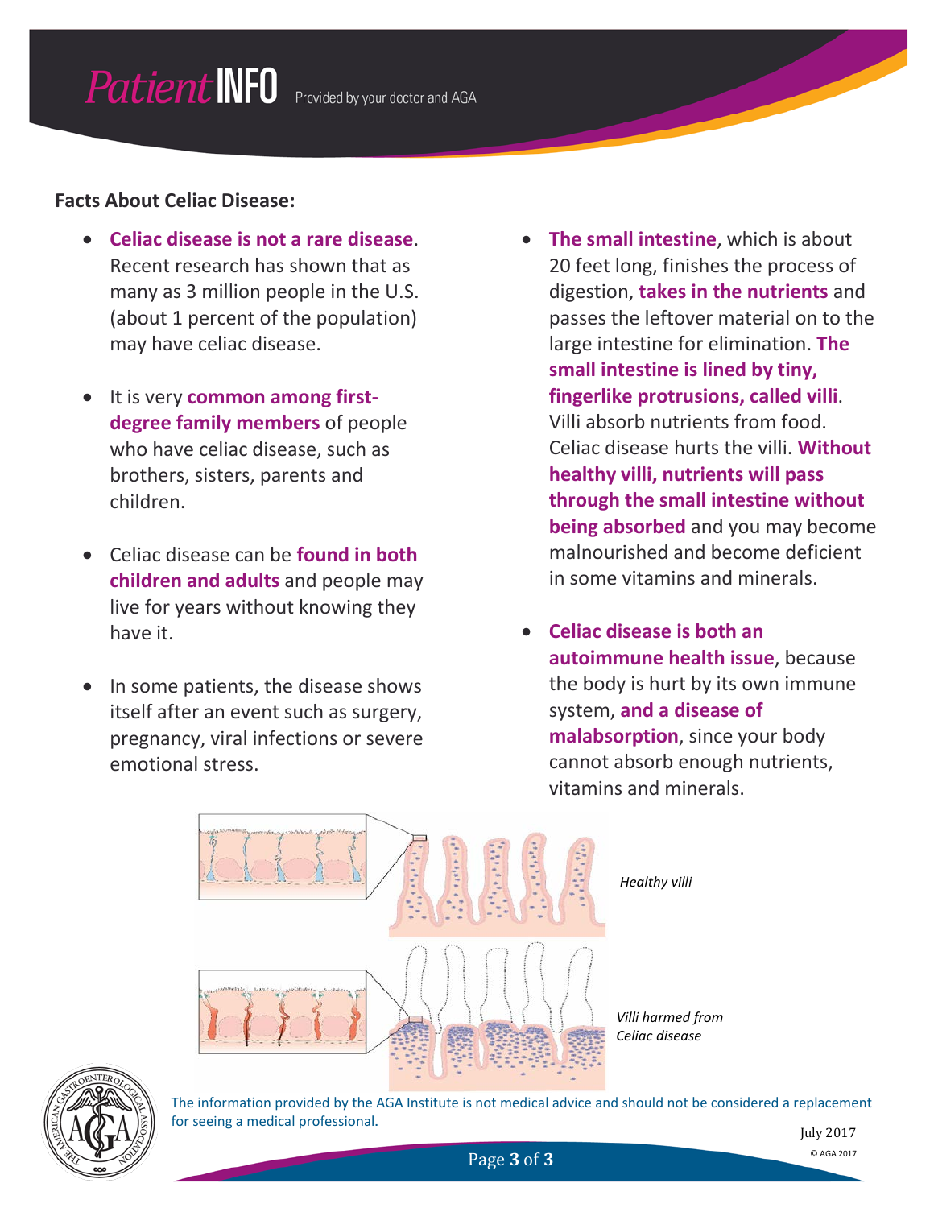**Facts About Celiac Disease:**

- **Celiac disease is not a rare disease**. Recent research has shown that as many as 3 million people in the U.S. (about 1 percent of the population) may have celiac disease.

- It is very **common among first-degree family members** of people who have celiac disease, such as brothers, sisters, parents and children.

- Celiac disease can be **found in both children and adults** and people may live for years without knowing they have it.

- In some patients, the disease shows itself after an event such as surgery, pregnancy, viral infections or severe emotional stress.

- **The small intestine**, which is about 20 feet long, finishes the process of digestion, **takes in the nutrients** and passes the leftover material on to the large intestine for elimination. **The small intestine is lined by tiny, fingerlike protrusions, called villi**. Villi absorb nutrients from food. Celiac disease hurts the villi. **Without healthy villi, nutrients will pass through the small intestine without being absorbed** and you may become malnourished and become deficient in some vitamins and minerals.

- **Celiac disease is both an autoimmune health issue**, because the body is hurt by its own immune system, **and a disease of malabsorption**, since your body cannot absorb enough nutrients, vitamins and minerals.

*Healthy villi*

*Villi harmed from Celiac disease*

The information provided by the AGA Institute is not medical advice and should not be considered a replacement for seeing a medical professional.

July 2017

© AGA 2017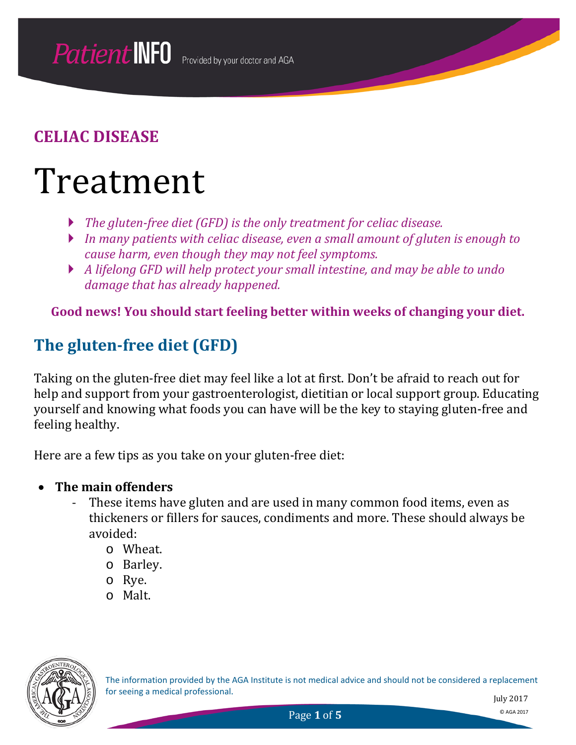**CELIAC DISEASE**

# Treatment

- *The gluten-free diet (GFD) is the only treatment for celiac disease.*
- *In many patients with celiac disease, even a small amount of gluten is enough to cause harm, even though they may not feel symptoms.*
- *A lifelong GFD will help protect your small intestine, and may be able to undo damage that has already happened.*

**Good news! You should start feeling better within weeks of changing your diet.**

## The gluten-free diet (GFD)

Taking on the gluten-free diet may feel like a lot at first. Don't be afraid to reach out for help and support from your gastroenterologist, dietitian or local support group. Educating yourself and knowing what foods you can have will be the key to staying gluten-free and feeling healthy.

Here are a few tips as you take on your gluten-free diet:

- **The main offenders**
  - These items have gluten and are used in many common food items, even as thickeners or fillers for sauces, condiments and more. These should always be avoided:
    - Wheat.
    - Barley.
    - Rye.
    - Malt.

The information provided by the AGA Institute is not medical advice and should not be considered a replacement for seeing a medical professional.

July 2017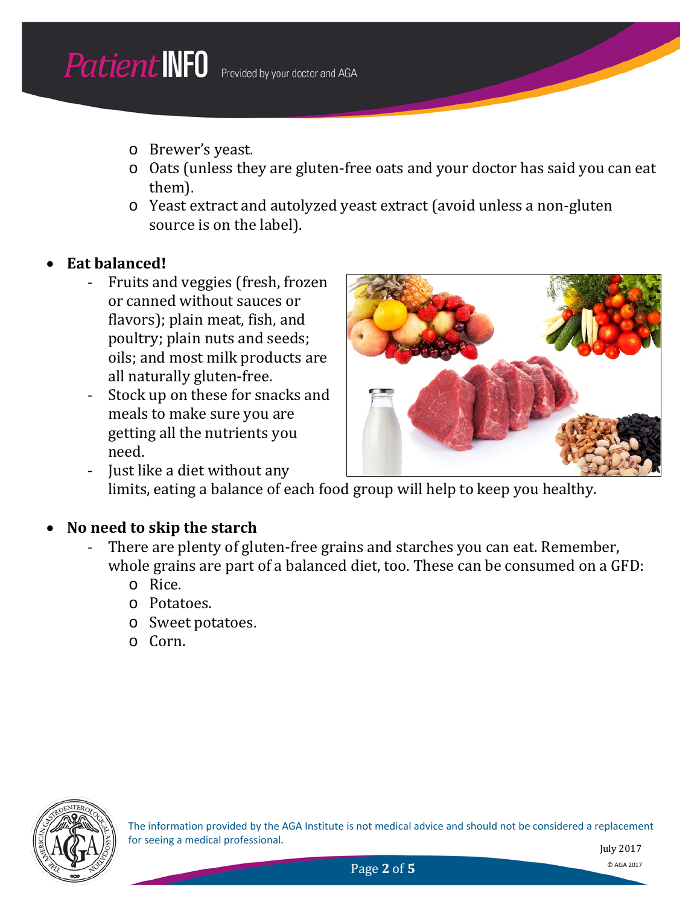- Brewer's yeast.
- Oats (unless they are gluten-free oats and your doctor has said you can eat them).
- Yeast extract and autolyzed yeast extract (avoid unless a non-gluten source is on the label).

- **Eat balanced!**
  - Fruits and veggies (fresh, frozen or canned without sauces or flavors); plain meat, fish, and poultry; plain nuts and seeds; oils; and most milk products are all naturally gluten-free.
  - Stock up on these for snacks and meals to make sure you are getting all the nutrients you need.
  - Just like a diet without any limits, eating a balance of each food group will help to keep you healthy.

- **No need to skip the starch**
  - There are plenty of gluten-free grains and starches you can eat. Remember, whole grains are part of a balanced diet, too. These can be consumed on a GFD:
    - Rice.
    - Potatoes.
    - Sweet potatoes.
    - Corn.

The information provided by the AGA Institute is not medical advice and should not be considered a replacement for seeing a medical professional.

July 2017

© AGA 2017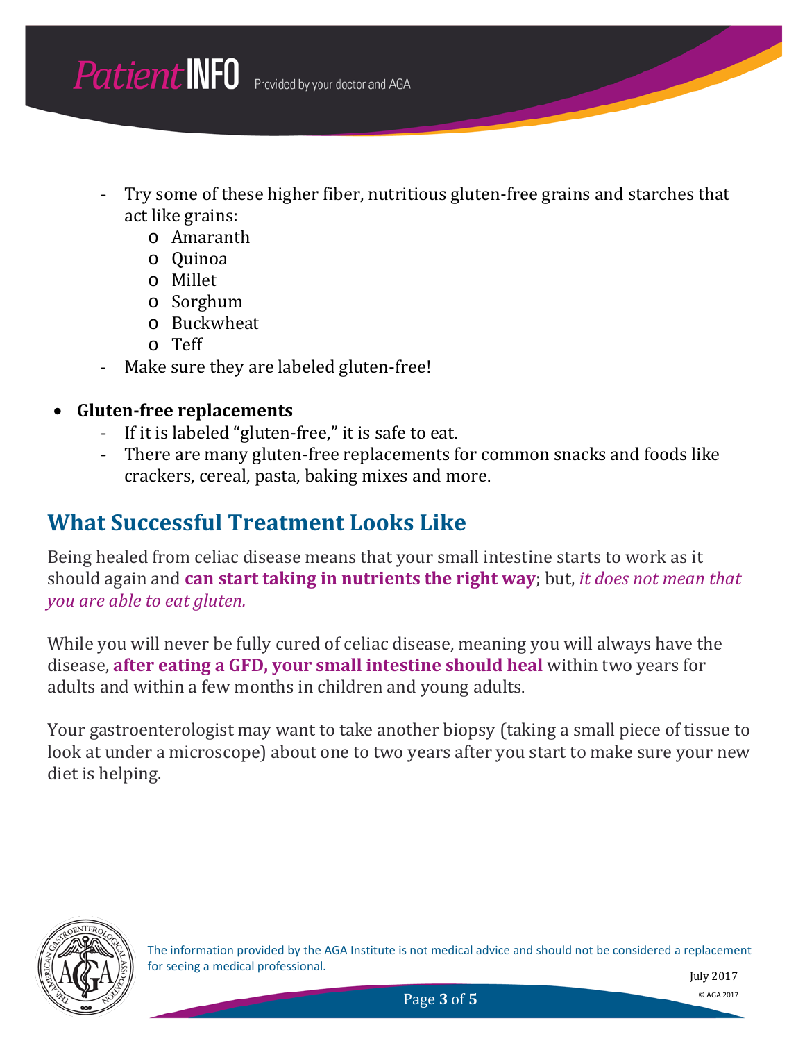- Try some of these higher fiber, nutritious gluten-free grains and starches that act like grains:
  - Amaranth
  - Quinoa
  - Millet
  - Sorghum
  - Buckwheat
  - Teff
- Make sure they are labeled gluten-free!

- **Gluten-free replacements**
  - If it is labeled "gluten-free," it is safe to eat.
  - There are many gluten-free replacements for common snacks and foods like crackers, cereal, pasta, baking mixes and more.

## What Successful Treatment Looks Like

Being healed from celiac disease means that your small intestine starts to work as it should again and **can start taking in nutrients the right way**; but, *it does not mean that you are able to eat gluten.*

While you will never be fully cured of celiac disease, meaning you will always have the disease, **after eating a GFD, your small intestine should heal** within two years for adults and within a few months in children and young adults.

Your gastroenterologist may want to take another biopsy (taking a small piece of tissue to look at under a microscope) about one to two years after you start to make sure your new diet is helping.

The information provided by the AGA Institute is not medical advice and should not be considered a replacement for seeing a medical professional.

July 2017

© AGA 2017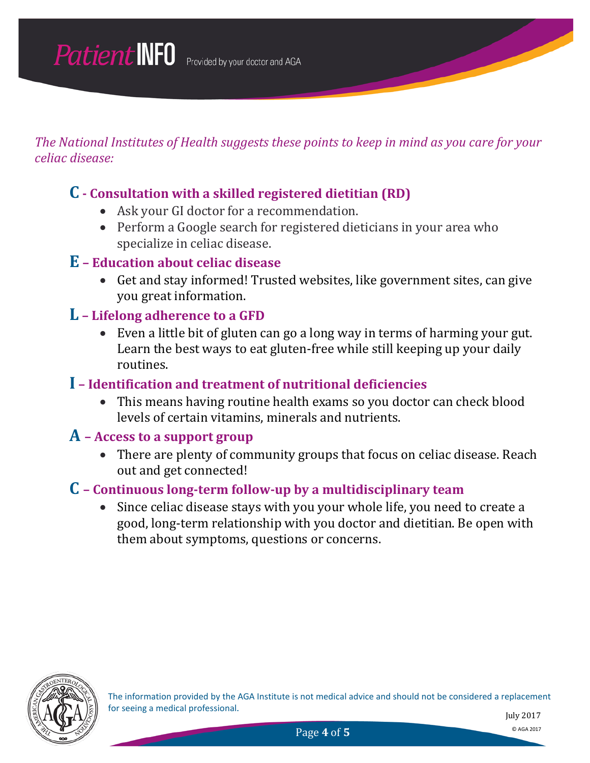*The National Institutes of Health suggests these points to keep in mind as you care for your celiac disease:*

### C - Consultation with a skilled registered dietitian (RD)

- Ask your GI doctor for a recommendation.
- Perform a Google search for registered dieticians in your area who specialize in celiac disease.

### E – Education about celiac disease

- Get and stay informed! Trusted websites, like government sites, can give you great information.

### L – Lifelong adherence to a GFD

- Even a little bit of gluten can go a long way in terms of harming your gut. Learn the best ways to eat gluten-free while still keeping up your daily routines.

### I – Identification and treatment of nutritional deficiencies

- This means having routine health exams so you doctor can check blood levels of certain vitamins, minerals and nutrients.

### A – Access to a support group

- There are plenty of community groups that focus on celiac disease. Reach out and get connected!

### C – Continuous long-term follow-up by a multidisciplinary team

- Since celiac disease stays with you your whole life, you need to create a good, long-term relationship with you doctor and dietitian. Be open with them about symptoms, questions or concerns.

The information provided by the AGA Institute is not medical advice and should not be considered a replacement for seeing a medical professional.

July 2017

© AGA 2017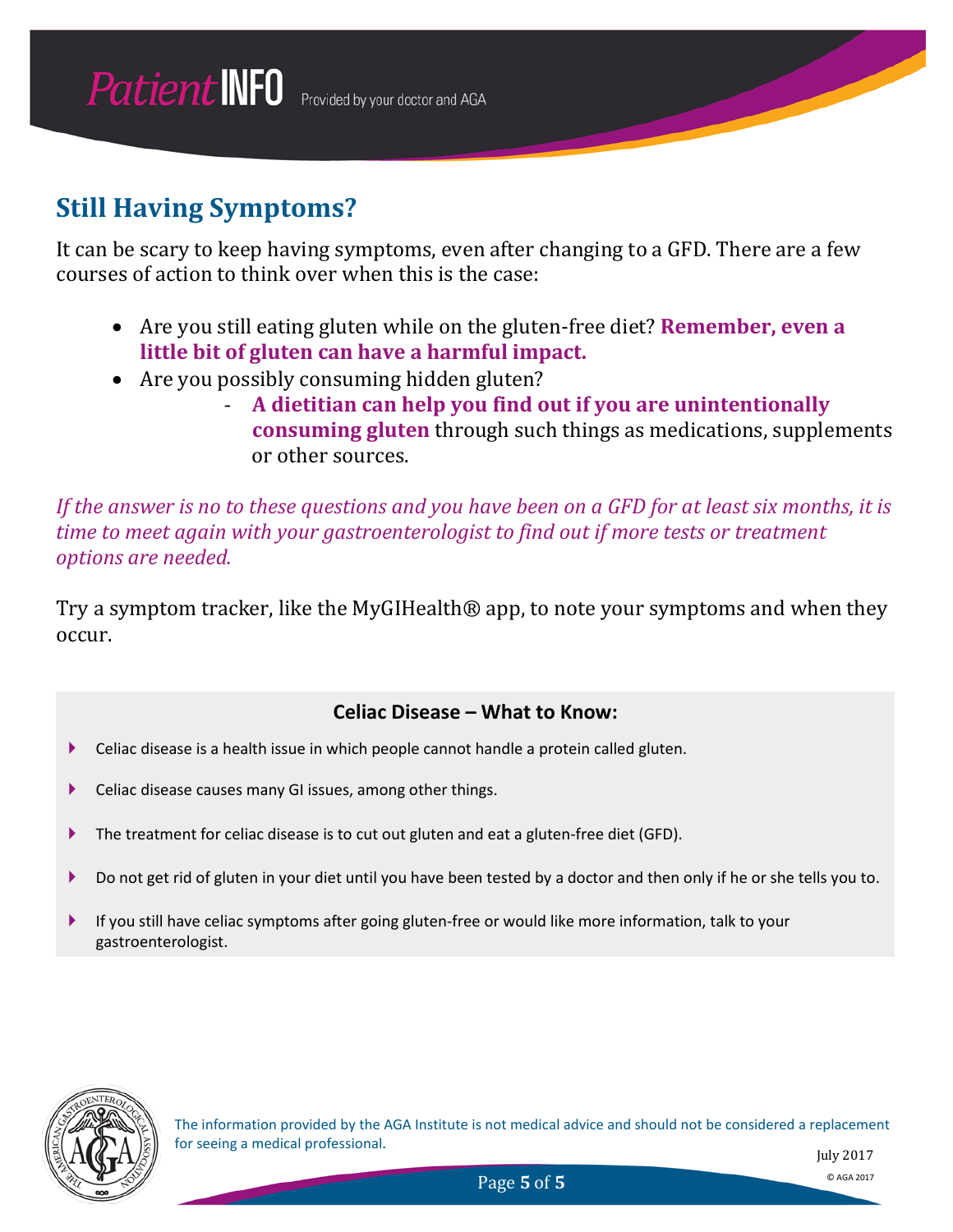## Still Having Symptoms?

It can be scary to keep having symptoms, even after changing to a GFD. There are a few courses of action to think over when this is the case:

- Are you still eating gluten while on the gluten-free diet? **Remember, even a little bit of gluten can have a harmful impact.**
- Are you possibly consuming hidden gluten?
  - **A dietitian can help you find out if you are unintentionally consuming gluten** through such things as medications, supplements or other sources.

*If the answer is no to these questions and you have been on a GFD for at least six months, it is time to meet again with your gastroenterologist to find out if more tests or treatment options are needed.*

Try a symptom tracker, like the MyGIHealth® app, to note your symptoms and when they occur.

### Celiac Disease – What to Know:

- Celiac disease is a health issue in which people cannot handle a protein called gluten.
- Celiac disease causes many GI issues, among other things.
- The treatment for celiac disease is to cut out gluten and eat a gluten-free diet (GFD).
- Do not get rid of gluten in your diet until you have been tested by a doctor and then only if he or she tells you to.
- If you still have celiac symptoms after going gluten-free or would like more information, talk to your gastroenterologist.

The information provided by the AGA Institute is not medical advice and should not be considered a replacement for seeing a medical professional.

July 2017

© AGA 2017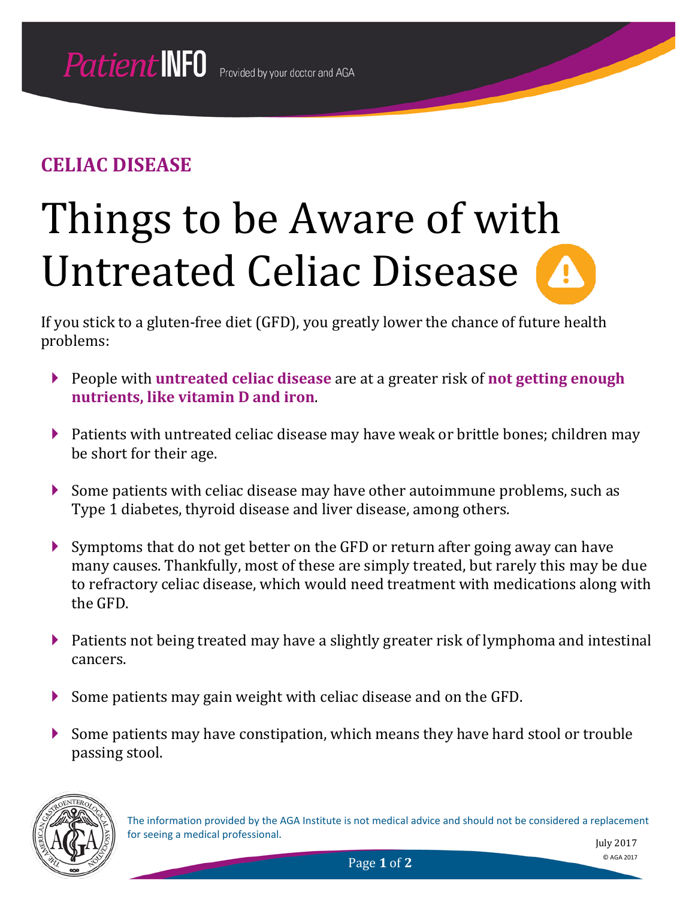**Patient INFO** Provided by your doctor and AGA

## CELIAC DISEASE

# Things to be Aware of with Untreated Celiac Disease

If you stick to a gluten-free diet (GFD), you greatly lower the chance of future health problems:

- People with **untreated celiac disease** are at a greater risk of **not getting enough nutrients, like vitamin D and iron**.
- Patients with untreated celiac disease may have weak or brittle bones; children may be short for their age.
- Some patients with celiac disease may have other autoimmune problems, such as Type 1 diabetes, thyroid disease and liver disease, among others.
- Symptoms that do not get better on the GFD or return after going away can have many causes. Thankfully, most of these are simply treated, but rarely this may be due to refractory celiac disease, which would need treatment with medications along with the GFD.
- Patients not being treated may have a slightly greater risk of lymphoma and intestinal cancers.
- Some patients may gain weight with celiac disease and on the GFD.
- Some patients may have constipation, which means they have hard stool or trouble passing stool.

The information provided by the AGA Institute is not medical advice and should not be considered a replacement for seeing a medical professional.

July 2017

© AGA 2017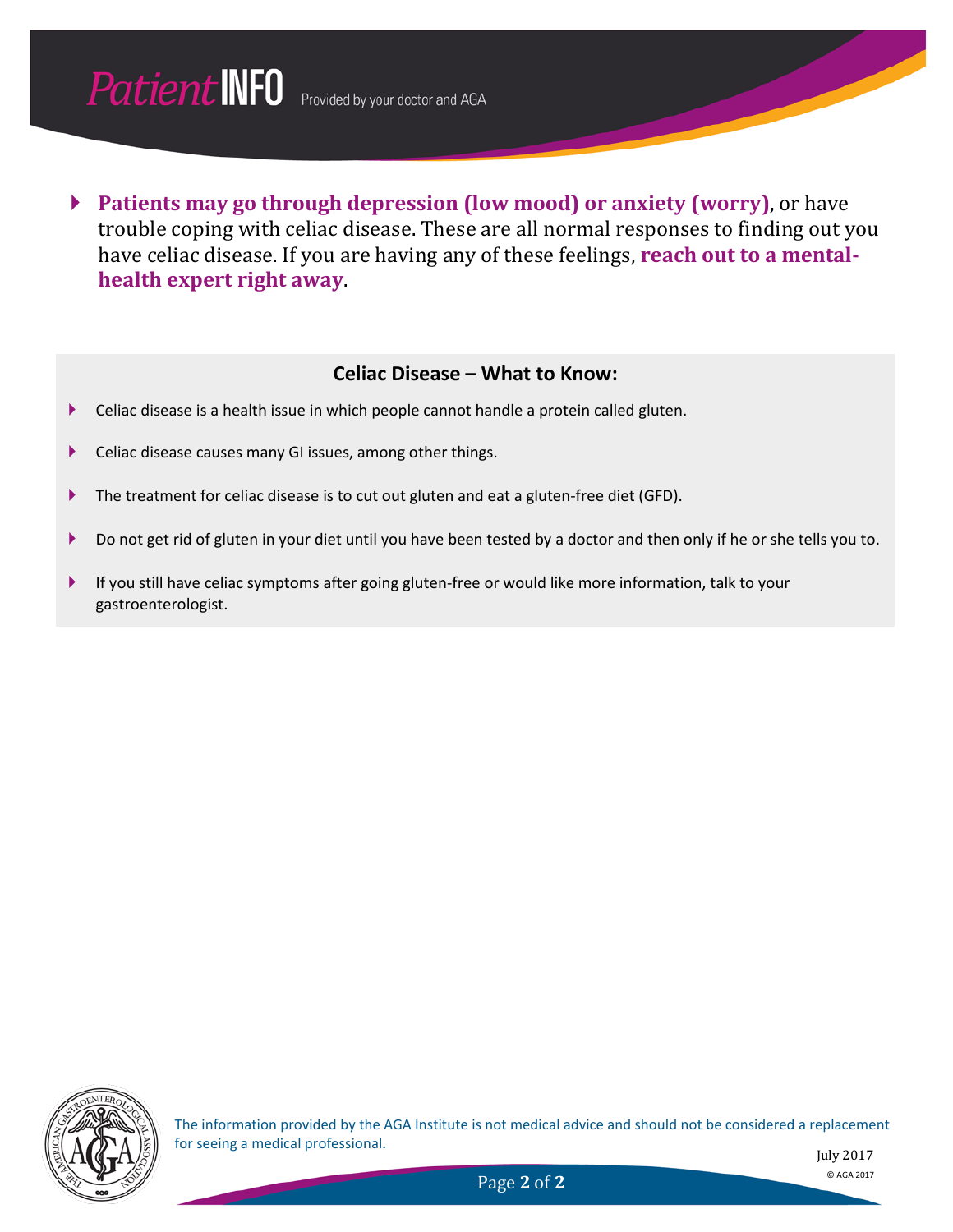- **Patients may go through depression (low mood) or anxiety (worry)**, or have trouble coping with celiac disease. These are all normal responses to finding out you have celiac disease. If you are having any of these feelings, **reach out to a mental-health expert right away**.

## Celiac Disease – What to Know:

- Celiac disease is a health issue in which people cannot handle a protein called gluten.
- Celiac disease causes many GI issues, among other things.
- The treatment for celiac disease is to cut out gluten and eat a gluten-free diet (GFD).
- Do not get rid of gluten in your diet until you have been tested by a doctor and then only if he or she tells you to.
- If you still have celiac symptoms after going gluten-free or would like more information, talk to your gastroenterologist.

The information provided by the AGA Institute is not medical advice and should not be considered a replacement for seeing a medical professional.

July 2017

© AGA 2017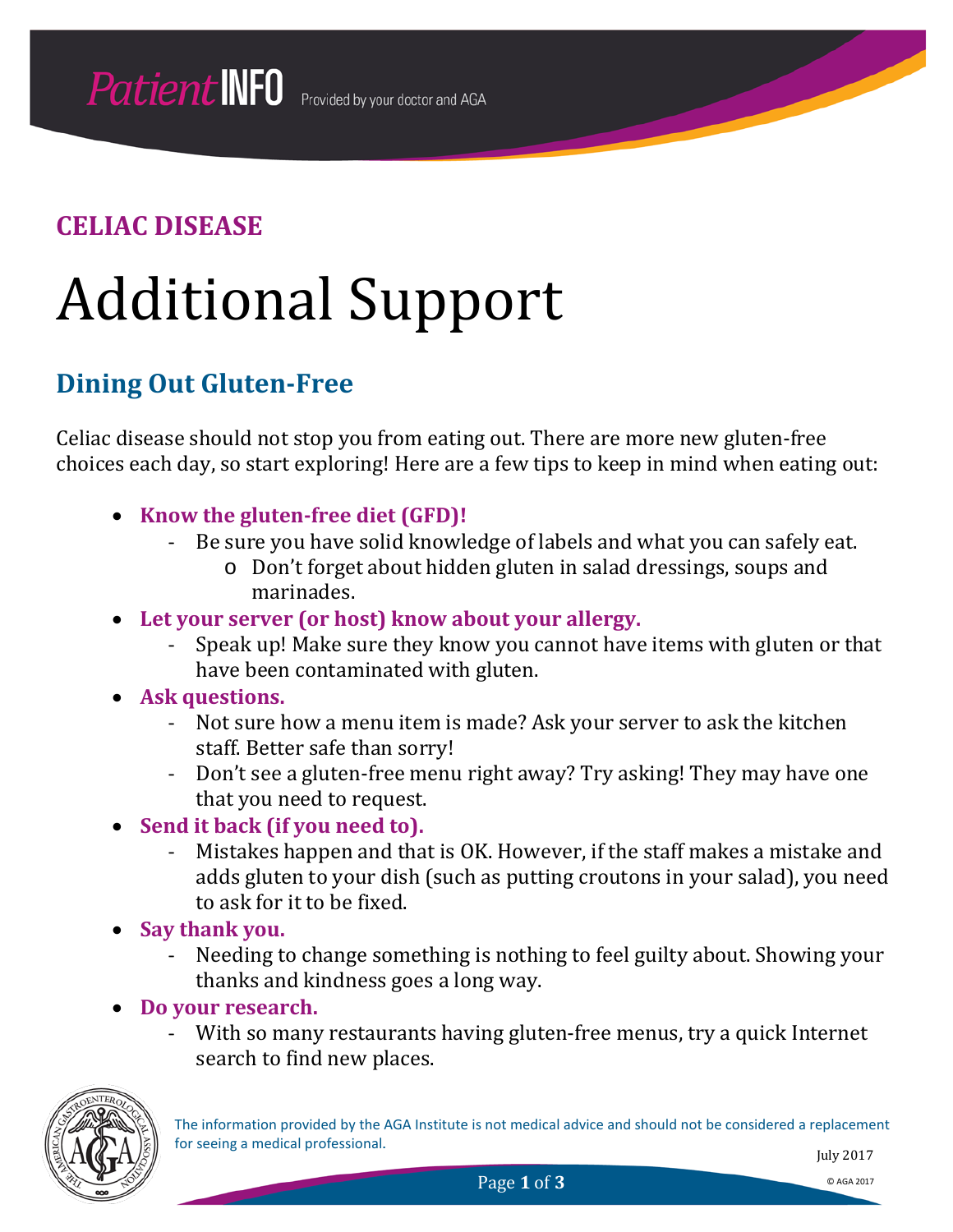# CELIAC DISEASE

# Additional Support

## Dining Out Gluten-Free

Celiac disease should not stop you from eating out. There are more new gluten-free choices each day, so start exploring! Here are a few tips to keep in mind when eating out:

- **Know the gluten-free diet (GFD)!**
  - Be sure you have solid knowledge of labels and what you can safely eat.
    - Don't forget about hidden gluten in salad dressings, soups and marinades.
- **Let your server (or host) know about your allergy.**
  - Speak up! Make sure they know you cannot have items with gluten or that have been contaminated with gluten.
- **Ask questions.**
  - Not sure how a menu item is made? Ask your server to ask the kitchen staff. Better safe than sorry!
  - Don't see a gluten-free menu right away? Try asking! They may have one that you need to request.
- **Send it back (if you need to).**
  - Mistakes happen and that is OK. However, if the staff makes a mistake and adds gluten to your dish (such as putting croutons in your salad), you need to ask for it to be fixed.
- **Say thank you.**
  - Needing to change something is nothing to feel guilty about. Showing your thanks and kindness goes a long way.
- **Do your research.**
  - With so many restaurants having gluten-free menus, try a quick Internet search to find new places.

The information provided by the AGA Institute is not medical advice and should not be considered a replacement for seeing a medical professional.

July 2017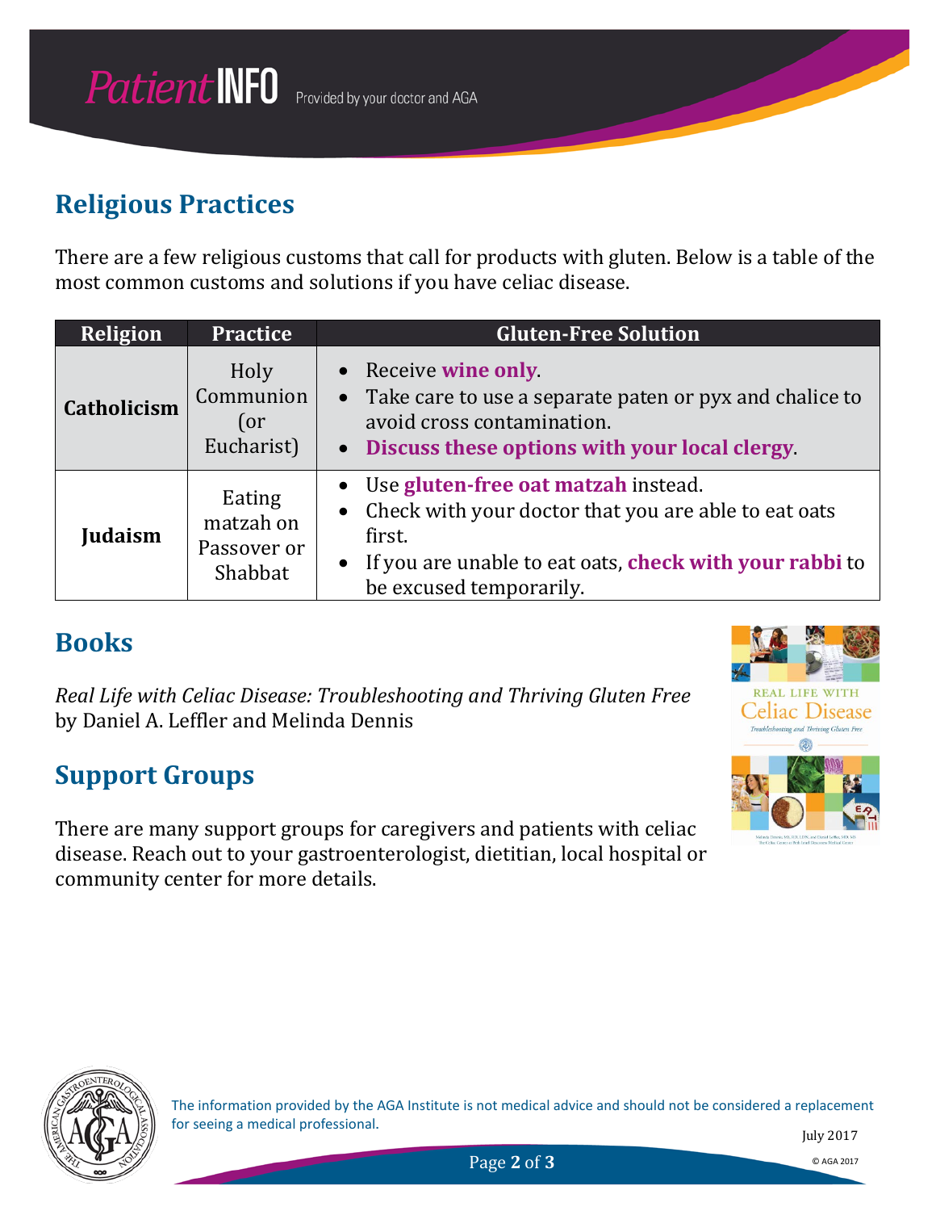## Religious Practices

There are a few religious customs that call for products with gluten. Below is a table of the most common customs and solutions if you have celiac disease.

| Religion | Practice | Gluten-Free Solution |
|---|---|---|
| **Catholicism** | Holy Communion (or Eucharist) | • Receive **wine only**.<br>• Take care to use a separate paten or pyx and chalice to avoid cross contamination.<br>• **Discuss these options with your local clergy**. |
| **Judaism** | Eating matzah on Passover or Shabbat | • Use **gluten-free oat matzah** instead.<br>• Check with your doctor that you are able to eat oats first.<br>• If you are unable to eat oats, **check with your rabbi** to be excused temporarily. |

## Books

*Real Life with Celiac Disease: Troubleshooting and Thriving Gluten Free* by Daniel A. Leffler and Melinda Dennis

## Support Groups

There are many support groups for caregivers and patients with celiac disease. Reach out to your gastroenterologist, dietitian, local hospital or community center for more details.

The information provided by the AGA Institute is not medical advice and should not be considered a replacement for seeing a medical professional.

July 2017

© AGA 2017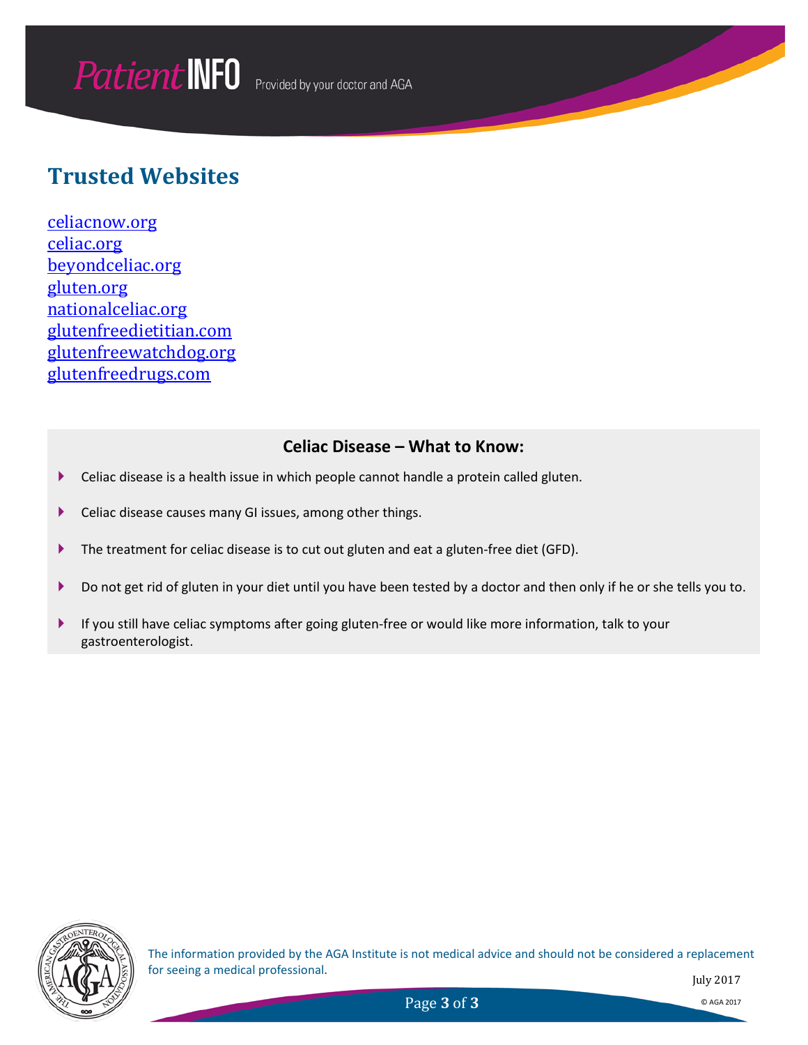## Trusted Websites

celiacnow.org
celiac.org
beyondceliac.org
gluten.org
nationalceliac.org
glutenfreedietitian.com
glutenfreewatchdog.org
glutenfreedrugs.com

### Celiac Disease – What to Know:

- Celiac disease is a health issue in which people cannot handle a protein called gluten.
- Celiac disease causes many GI issues, among other things.
- The treatment for celiac disease is to cut out gluten and eat a gluten-free diet (GFD).
- Do not get rid of gluten in your diet until you have been tested by a doctor and then only if he or she tells you to.
- If you still have celiac symptoms after going gluten-free or would like more information, talk to your gastroenterologist.

The information provided by the AGA Institute is not medical advice and should not be considered a replacement for seeing a medical professional.

July 2017

© AGA 2017